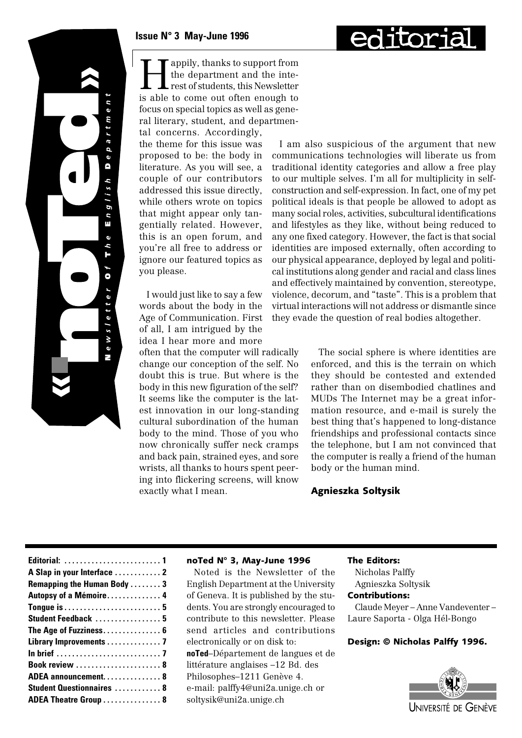# «noTed» Newsletter Of The English Department

**Issue N° 3 May-June 1996**

# editorial

Happily, thanks to support from the department and the interest of students, this Newsletter is able to come out often enough to focus on special topics as well as general literary, student, and departmental concerns. Accordingly, the theme for this issue was proposed to be: the body in literature. As you will see, a couple of our contributors addressed this issue directly, while others wrote on topics that might appear only tangentially related. However, this is an open forum, and you're all free to address or ignore our featured topics as you please.

I would just like to say a few words about the body in the Age of Communication. First of all, I am intrigued by the idea I hear more and more often that the computer will radically change our conception of the self. No doubt this is true. But where is the body in this new figuration of the self? It seems like the computer is the latest innovation in our long-standing cultural subordination of the human body to the mind. Those of you who now chronically suffer neck cramps and back pain, strained eyes, and sore wrists, all thanks to hours spent peering into flickering screens, will know exactly what I mean.

I am also suspicious of the argument that new communications technologies will liberate us from traditional identity categories and allow a free play to our multiple selves. I'm all for multiplicity in self-construction and self-expression. In fact, one of my pet political ideals is that people be allowed to adopt as many social roles, activities, subcultural identifications and lifestyles as they like, without being reduced to any one fixed category. However, the fact is that social identities are imposed externally, often according to our physical appearance, deployed by legal and political institutions along gender and racial and class lines and effectively maintained by convention, stereotype, violence, decorum, and "taste". This is a problem that virtual interactions will not address or dismantle since they evade the question of real bodies altogether.

The social sphere is where identities are enforced, and this is the terrain on which they should be contested and extended rather than on disembodied chatlines and MUDs The Internet may be a great information resource, and e-mail is surely the best thing that's happened to long-distance friendships and professional contacts since the telephone, but I am not convinced that the computer is really a friend of the human body or the human mind.

**Agnieszka Soltysik**

---

| | |
|---|---|
| **Editorial:** | **1** |
| **A Slap in your Interface** | **2** |
| **Remapping the Human Body** | **3** |
| **Autopsy of a Mémoire** | **4** |
| **Tongue is** | **5** |
| **Student Feedback** | **5** |
| **The Age of Fuzziness** | **6** |
| **Library Improvements** | **7** |
| **In brief** | **7** |
| **Book review** | **8** |
| **ADEA announcement** | **8** |
| **Student Questionnaires** | **8** |
| **ADEA Theatre Group** | **8** |

**noTed N° 3, May-June 1996**

Noted is the Newsletter of the English Department at the University of Geneva. It is published by the students. You are strongly encouraged to contribute to this newsletter. Please send articles and contributions electronically or on disk to:
**noTed**–Département de langues et de littérature anglaises –12 Bd. des Philosophes–1211 Genève 4.
e-mail: palffy4@uni2a.unige.ch or soltysik@uni2a.unige.ch

**The Editors:**
Nicholas Palffy
Agnieszka Soltysik

**Contributions:**
Claude Meyer – Anne Vandeventer – Laure Saporta - Olga Hél-Bongo

**Design: © Nicholas Palffy 1996.**

Université de Genève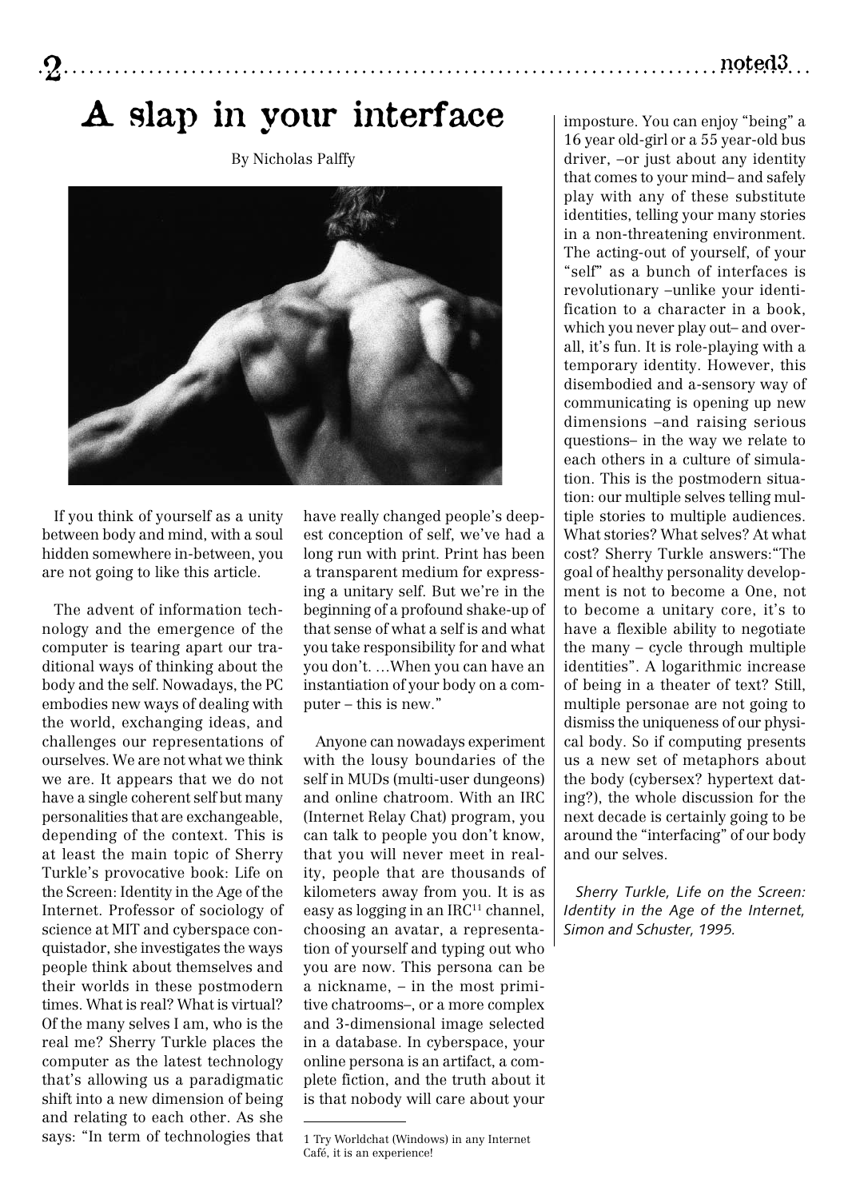# A slap in your interface

By Nicholas Palffy

If you think of yourself as a unity between body and mind, with a soul hidden somewhere in-between, you are not going to like this article.

The advent of information technology and the emergence of the computer is tearing apart our traditional ways of thinking about the body and the self. Nowadays, the PC embodies new ways of dealing with the world, exchanging ideas, and challenges our representations of ourselves. We are not what we think we are. It appears that we do not have a single coherent self but many personalities that are exchangeable, depending of the context. This is at least the main topic of Sherry Turkle's provocative book: Life on the Screen: Identity in the Age of the Internet. Professor of sociology of science at MIT and cyberspace conquistador, she investigates the ways people think about themselves and their worlds in these postmodern times. What is real? What is virtual? Of the many selves I am, who is the real me? Sherry Turkle places the computer as the latest technology that's allowing us a paradigmatic shift into a new dimension of being and relating to each other. As she says: "In term of technologies that have really changed people's deepest conception of self, we've had a long run with print. Print has been a transparent medium for expressing a unitary self. But we're in the beginning of a profound shake-up of that sense of what a self is and what you take responsibility for and what you don't. ...When you can have an instantiation of your body on a computer – this is new."

Anyone can nowadays experiment with the lousy boundaries of the self in MUDs (multi-user dungeons) and online chatroom. With an IRC (Internet Relay Chat) program, you can talk to people you don't know, that you will never meet in reality, people that are thousands of kilometers away from you. It is as easy as logging in an IRC[1] channel, choosing an avatar, a representation of yourself and typing out who you are now. This persona can be a nickname, – in the most primitive chatrooms–, or a more complex and 3-dimensional image selected in a database. In cyberspace, your online persona is an artifact, a complete fiction, and the truth about it is that nobody will care about your imposture. You can enjoy "being" a 16 year old-girl or a 55 year-old bus driver, –or just about any identity that comes to your mind– and safely play with any of these substitute identities, telling your many stories in a non-threatening environment. The acting-out of yourself, of your "self" as a bunch of interfaces is revolutionary –unlike your identification to a character in a book, which you never play out– and overall, it's fun. It is role-playing with a temporary identity. However, this disembodied and a-sensory way of communicating is opening up new dimensions –and raising serious questions– in the way we relate to each others in a culture of simulation. This is the postmodern situation: our multiple selves telling multiple stories to multiple audiences. What stories? What selves? At what cost? Sherry Turkle answers:"The goal of healthy personality development is not to become a One, not to become a unitary core, it's to have a flexible ability to negotiate the many – cycle through multiple identities". A logarithmic increase of being in a theater of text? Still, multiple personae are not going to dismiss the uniqueness of our physical body. So if computing presents us a new set of metaphors about the body (cybersex? hypertext dating?), the whole discussion for the next decade is certainly going to be around the "interfacing" of our body and our selves.

*Sherry Turkle, Life on the Screen: Identity in the Age of the Internet, Simon and Schuster, 1995.*

---

1 Try Worldchat (Windows) in any Internet Café, it is an experience!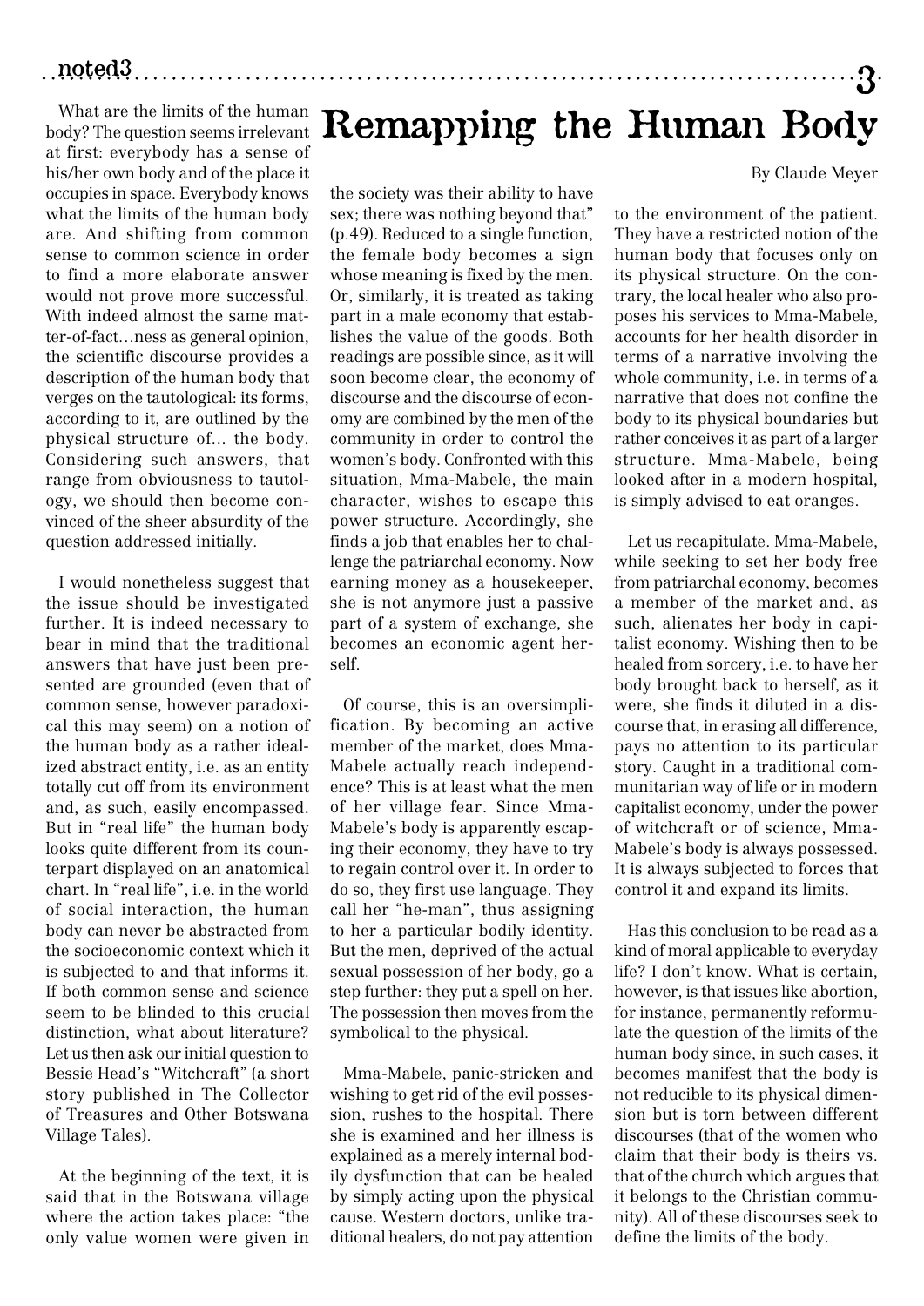# Remapping the Human Body

By Claude Meyer

What are the limits of the human body? The question seems irrelevant at first: everybody has a sense of his/her own body and of the place it occupies in space. Everybody knows what the limits of the human body are. And shifting from common sense to common science in order to find a more elaborate answer would not prove more successful. With indeed almost the same matter-of-fact…ness as general opinion, the scientific discourse provides a description of the human body that verges on the tautological: its forms, according to it, are outlined by the physical structure of... the body. Considering such answers, that range from obviousness to tautology, we should then become convinced of the sheer absurdity of the question addressed initially.

I would nonetheless suggest that the issue should be investigated further. It is indeed necessary to bear in mind that the traditional answers that have just been presented are grounded (even that of common sense, however paradoxical this may seem) on a notion of the human body as a rather idealized abstract entity, i.e. as an entity totally cut off from its environment and, as such, easily encompassed. But in "real life" the human body looks quite different from its counterpart displayed on an anatomical chart. In "real life", i.e. in the world of social interaction, the human body can never be abstracted from the socioeconomic context which it is subjected to and that informs it. If both common sense and science seem to be blinded to this crucial distinction, what about literature? Let us then ask our initial question to Bessie Head's "Witchcraft" (a short story published in The Collector of Treasures and Other Botswana Village Tales).

At the beginning of the text, it is said that in the Botswana village where the action takes place: "the only value women were given in the society was their ability to have sex; there was nothing beyond that" (p.49). Reduced to a single function, the female body becomes a sign whose meaning is fixed by the men. Or, similarly, it is treated as taking part in a male economy that establishes the value of the goods. Both readings are possible since, as it will soon become clear, the economy of discourse and the discourse of economy are combined by the men of the community in order to control the women's body. Confronted with this situation, Mma-Mabele, the main character, wishes to escape this power structure. Accordingly, she finds a job that enables her to challenge the patriarchal economy. Now earning money as a housekeeper, she is not anymore just a passive part of a system of exchange, she becomes an economic agent herself.

Of course, this is an oversimplification. By becoming an active member of the market, does Mma-Mabele actually reach independence? This is at least what the men of her village fear. Since Mma-Mabele's body is apparently escaping their economy, they have to try to regain control over it. In order to do so, they first use language. They call her "he-man", thus assigning to her a particular bodily identity. But the men, deprived of the actual sexual possession of her body, go a step further: they put a spell on her. The possession then moves from the symbolical to the physical.

Mma-Mabele, panic-stricken and wishing to get rid of the evil possession, rushes to the hospital. There she is examined and her illness is explained as a merely internal bodily dysfunction that can be healed by simply acting upon the physical cause. Western doctors, unlike traditional healers, do not pay attention to the environment of the patient. They have a restricted notion of the human body that focuses only on its physical structure. On the contrary, the local healer who also proposes his services to Mma-Mabele, accounts for her health disorder in terms of a narrative involving the whole community, i.e. in terms of a narrative that does not confine the body to its physical boundaries but rather conceives it as part of a larger structure. Mma-Mabele, being looked after in a modern hospital, is simply advised to eat oranges.

Let us recapitulate. Mma-Mabele, while seeking to set her body free from patriarchal economy, becomes a member of the market and, as such, alienates her body in capitalist economy. Wishing then to be healed from sorcery, i.e. to have her body brought back to herself, as it were, she finds it diluted in a discourse that, in erasing all difference, pays no attention to its particular story. Caught in a traditional communitarian way of life or in modern capitalist economy, under the power of witchcraft or of science, Mma-Mabele's body is always possessed. It is always subjected to forces that control it and expand its limits.

Has this conclusion to be read as a kind of moral applicable to everyday life? I don't know. What is certain, however, is that issues like abortion, for instance, permanently reformulate the question of the limits of the human body since, in such cases, it becomes manifest that the body is not reducible to its physical dimension but is torn between different discourses (that of the women who claim that their body is theirs vs. that of the church which argues that it belongs to the Christian community). All of these discourses seek to define the limits of the body.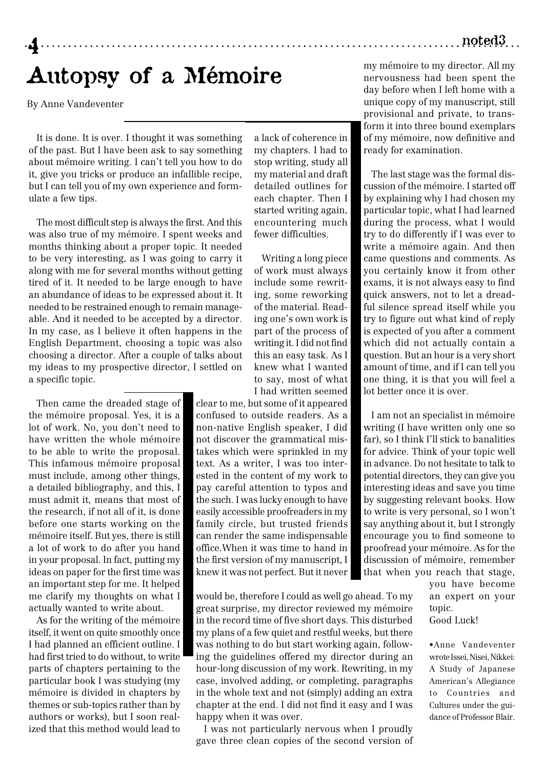# Autopsy of a Mémoire

By Anne Vandeventer

It is done. It is over. I thought it was something of the past. But I have been ask to say something about mémoire writing. I can't tell you how to do it, give you tricks or produce an infallible recipe, but I can tell you of my own experience and formulate a few tips.

The most difficult step is always the first. And this was also true of my mémoire. I spent weeks and months thinking about a proper topic. It needed to be very interesting, as I was going to carry it along with me for several months without getting tired of it. It needed to be large enough to have an abundance of ideas to be expressed about it. It needed to be restrained enough to remain manageable. And it needed to be accepted by a director. In my case, as I believe it often happens in the English Department, choosing a topic was also choosing a director. After a couple of talks about my ideas to my prospective director, I settled on a specific topic.

Then came the dreaded stage of the mémoire proposal. Yes, it is a lot of work. No, you don't need to have written the whole mémoire to be able to write the proposal. This infamous mémoire proposal must include, among other things, a detailed bibliography, and this, I must admit it, means that most of the research, if not all of it, is done before one starts working on the mémoire itself. But yes, there is still a lot of work to do after you hand in your proposal. In fact, putting my ideas on paper for the first time was an important step for me. It helped me clarify my thoughts on what I actually wanted to write about.

As for the writing of the mémoire itself, it went on quite smoothly once I had planned an efficient outline. I had first tried to do without, to write parts of chapters pertaining to the particular book I was studying (my mémoire is divided in chapters by themes or sub-topics rather than by authors or works), but I soon realized that this method would lead to a lack of coherence in my chapters. I had to stop writing, study all my material and draft detailed outlines for each chapter. Then I started writing again, encountering much fewer difficulties.

Writing a long piece of work must always include some rewriting, some reworking of the material. Reading one's own work is part of the process of writing it. I did not find this an easy task. As I knew what I wanted to say, most of what I had written seemed clear to me, but some of it appeared confused to outside readers. As a non-native English speaker, I did not discover the grammatical mistakes which were sprinkled in my text. As a writer, I was too interested in the content of my work to pay careful attention to typos and the such. I was lucky enough to have easily accessible proofreaders in my family circle, but trusted friends can render the same indispensable office.When it was time to hand in the first version of my manuscript, I knew it was not perfect. But it never would be, therefore I could as well go ahead. To my great surprise, my director reviewed my mémoire in the record time of five short days. This disturbed my plans of a few quiet and restful weeks, but there was nothing to do but start working again, following the guidelines offered my director during an hour-long discussion of my work. Rewriting, in my case, involved adding, or completing, paragraphs in the whole text and not (simply) adding an extra chapter at the end. I did not find it easy and I was happy when it was over.

I was not particularly nervous when I proudly gave three clean copies of the second version of my mémoire to my director. All my nervousness had been spent the day before when I left home with a unique copy of my manuscript, still provisional and private, to transform it into three bound exemplars of my mémoire, now definitive and ready for examination.

The last stage was the formal discussion of the mémoire. I started off by explaining why I had chosen my particular topic, what I had learned during the process, what I would try to do differently if I was ever to write a mémoire again. And then came questions and comments. As you certainly know it from other exams, it is not always easy to find quick answers, not to let a dreadful silence spread itself while you try to figure out what kind of reply is expected of you after a comment which did not actually contain a question. But an hour is a very short amount of time, and if I can tell you one thing, it is that you will feel a lot better once it is over.

I am not an specialist in mémoire writing (I have written only one so far), so I think I'll stick to banalities for advice. Think of your topic well in advance. Do not hesitate to talk to potential directors, they can give you interesting ideas and save you time by suggesting relevant books. How to write is very personal, so I won't say anything about it, but I strongly encourage you to find someone to proofread your mémoire. As for the discussion of mémoire, remember that when you reach that stage, you have become an expert on your topic.

Good Luck!

•Anne Vandeventer wrote Issei, Nisei, Nikkei: A Study of Japanese American's Allegiance to Countries and Cultures under the guidance of Professor Blair.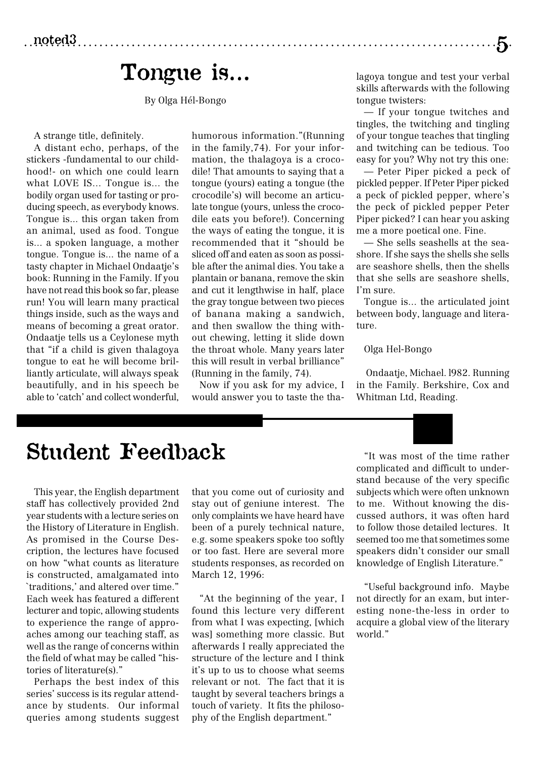# Tongue is...

By Olga Hél-Bongo

A strange title, definitely.

A distant echo, perhaps, of the stickers -fundamental to our childhood!- on which one could learn what LOVE IS... Tongue is... the bodily organ used for tasting or producing speech, as everybody knows. Tongue is... this organ taken from an animal, used as food. Tongue is... a spoken language, a mother tongue. Tongue is... the name of a tasty chapter in Michael Ondaatje's book: Running in the Family. If you have not read this book so far, please run! You will learn many practical things inside, such as the ways and means of becoming a great orator. Ondaatje tells us a Ceylonese myth that "if a child is given thalagoya tongue to eat he will become brilliantly articulate, will always speak beautifully, and in his speech be able to 'catch' and collect wonderful, humorous information."(Running in the family,74). For your information, the thalagoya is a crocodile! That amounts to saying that a tongue (yours) eating a tongue (the crocodile's) will become an articulate tongue (yours, unless the crocodile eats you before!). Concerning the ways of eating the tongue, it is recommended that it "should be sliced off and eaten as soon as possible after the animal dies. You take a plantain or banana, remove the skin and cut it lengthwise in half, place the gray tongue between two pieces of banana making a sandwich, and then swallow the thing without chewing, letting it slide down the throat whole. Many years later this will result in verbal brilliance" (Running in the family, 74).

Now if you ask for my advice, I would answer you to taste the thalagoya tongue and test your verbal skills afterwards with the following tongue twisters:

— If your tongue twitches and tingles, the twitching and tingling of your tongue teaches that tingling and twitching can be tedious. Too easy for you? Why not try this one:

— Peter Piper picked a peck of pickled pepper. If Peter Piper picked a peck of pickled pepper, where's the peck of pickled pepper Peter Piper picked? I can hear you asking me a more poetical one. Fine.

— She sells seashells at the seashore. If she says the shells she sells are seashore shells, then the shells that she sells are seashore shells, I'm sure.

Tongue is... the articulated joint between body, language and literature.

Olga Hel-Bongo

Ondaatje, Michael. l982. Running in the Family. Berkshire, Cox and Whitman Ltd, Reading.

# Student Feedback

This year, the English department staff has collectively provided 2nd year students with a lecture series on the History of Literature in English. As promised in the Course Description, the lectures have focused on how "what counts as literature is constructed, amalgamated into `traditions,' and altered over time." Each week has featured a different lecturer and topic, allowing students to experience the range of approaches among our teaching staff, as well as the range of concerns within the field of what may be called "histories of literature(s)."

Perhaps the best index of this series' success is its regular attendance by students. Our informal queries among students suggest that you come out of curiosity and stay out of geniune interest. The only complaints we have heard have been of a purely technical nature, e.g. some speakers spoke too softly or too fast. Here are several more students responses, as recorded on March 12, 1996:

"At the beginning of the year, I found this lecture very different from what I was expecting, [which was] something more classic. But afterwards I really appreciated the structure of the lecture and I think it's up to us to choose what seems relevant or not. The fact that it is taught by several teachers brings a touch of variety. It fits the philosophy of the English department."

"It was most of the time rather complicated and difficult to understand because of the very specific subjects which were often unknown to me. Without knowing the discussed authors, it was often hard to follow those detailed lectures. It seemed too me that sometimes some speakers didn't consider our small knowledge of English Literature."

"Useful background info. Maybe not directly for an exam, but interesting none-the-less in order to acquire a global view of the literary world."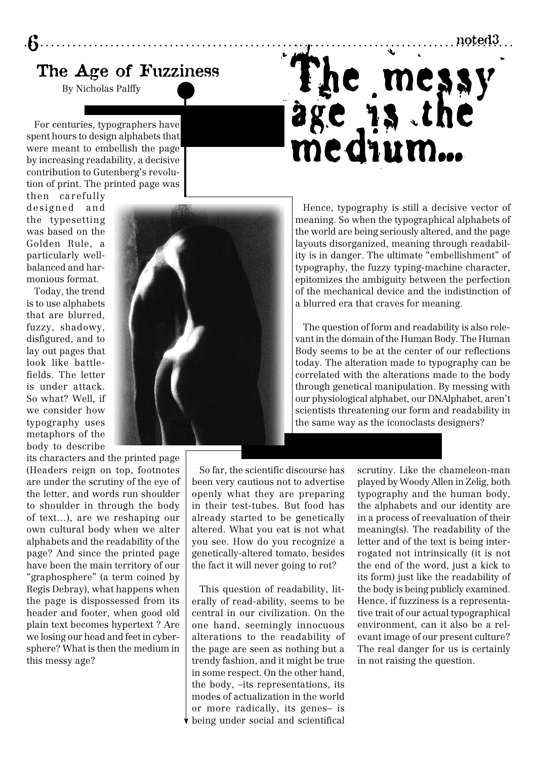# The Age of Fuzziness

By Nicholas Palffy

## The messy age is the medium...

For centuries, typographers have spent hours to design alphabets that were meant to embellish the page by increasing readability, a decisive contribution to Gutenberg's revolution of print. The printed page was then carefully designed and the typesetting was based on the Golden Rule, a particularly well-balanced and harmonious format.

Today, the trend is to use alphabets that are blurred, fuzzy, shadowy, disfigured, and to lay out pages that look like battlefields. The letter is under attack. So what? Well, if we consider how typography uses metaphors of the body to describe its characters and the printed page (Headers reign on top, footnotes are under the scrutiny of the eye of the letter, and words run shoulder to shoulder in through the body of text...), are we reshaping our own cultural body when we alter alphabets and the readability of the page? And since the printed page have been the main territory of our "graphosphere" (a term coined by Regis Debray), what happens when the page is dispossessed from its header and footer, when good old plain text becomes hypertext ? Are we losing our head and feet in cybersphere? What is then the medium in this messy age?

Hence, typography is still a decisive vector of meaning. So when the typographical alphabets of the world are being seriously altered, and the page layouts disorganized, meaning through readability is in danger. The ultimate "embellishment" of typography, the fuzzy typing-machine character, epitomizes the ambiguity between the perfection of the mechanical device and the indistinction of a blurred era that craves for meaning.

The question of form and readability is also relevant in the domain of the Human Body. The Human Body seems to be at the center of our reflections today. The alteration made to typography can be correlated with the alterations made to the body through genetical manipulation. By messing with our physiological alphabet, our DNAlphabet, aren't scientists threatening our form and readability in the same way as the iconoclasts designers?

So far, the scientific discourse has been very cautious not to advertise openly what they are preparing in their test-tubes. But food has already started to be genetically altered. What you eat is not what you see. How do you recognize a genetically-altered tomato, besides the fact it will never going to rot?

This question of readability, literally of read-ability, seems to be central in our civilization. On the one hand, seemingly innocuous alterations to the readability of the page are seen as nothing but a trendy fashion, and it might be true in some respect. On the other hand, the body, –its representations, its modes of actualization in the world or more radically, its genes– is being under social and scientifical scrutiny. Like the chameleon-man played by Woody Allen in Zelig, both typography and the human body, the alphabets and our identity are in a process of reevaluation of their meaning(s). The readability of the letter and of the text is being interrogated not intrinsically (it is not the end of the word, just a kick to its form) just like the readability of the body is being publicly examined. Hence, if fuzziness is a representative trait of our actual typographical environment, can it also be a relevant image of our present culture? The real danger for us is certainly in not raising the question.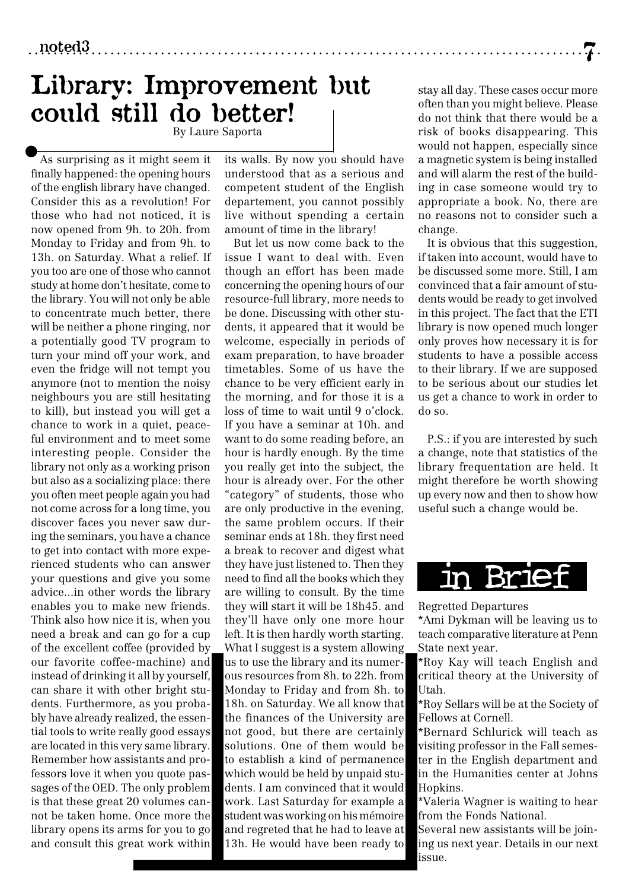# Library: Improvement but could still do better!

By Laure Saporta

As surprising as it might seem it finally happened: the opening hours of the english library have changed. Consider this as a revolution! For those who had not noticed, it is now opened from 9h. to 20h. from Monday to Friday and from 9h. to 13h. on Saturday. What a relief. If you too are one of those who cannot study at home don't hesitate, come to the library. You will not only be able to concentrate much better, there will be neither a phone ringing, nor a potentially good TV program to turn your mind off your work, and even the fridge will not tempt you anymore (not to mention the noisy neighbours you are still hesitating to kill), but instead you will get a chance to work in a quiet, peaceful environment and to meet some interesting people. Consider the library not only as a working prison but also as a socializing place: there you often meet people again you had not come across for a long time, you discover faces you never saw during the seminars, you have a chance to get into contact with more experienced students who can answer your questions and give you some advice...in other words the library enables you to make new friends. Think also how nice it is, when you need a break and can go for a cup of the excellent coffee (provided by our favorite coffee-machine) and instead of drinking it all by yourself, can share it with other bright students. Furthermore, as you probably have already realized, the essential tools to write really good essays are located in this very same library. Remember how assistants and professors love it when you quote passages of the OED. The only problem is that these great 20 volumes cannot be taken home. Once more the library opens its arms for you to go and consult this great work within its walls. By now you should have understood that as a serious and competent student of the English departement, you cannot possibly live without spending a certain amount of time in the library!

But let us now come back to the issue I want to deal with. Even though an effort has been made concerning the opening hours of our resource-full library, more needs to be done. Discussing with other students, it appeared that it would be welcome, especially in periods of exam preparation, to have broader timetables. Some of us have the chance to be very efficient early in the morning, and for those it is a loss of time to wait until 9 o'clock. If you have a seminar at 10h. and want to do some reading before, an hour is hardly enough. By the time you really get into the subject, the hour is already over. For the other "category" of students, those who are only productive in the evening, the same problem occurs. If their seminar ends at 18h. they first need a break to recover and digest what they have just listened to. Then they need to find all the books which they are willing to consult. By the time they will start it will be 18h45. and they'll have only one more hour left. It is then hardly worth starting. What I suggest is a system allowing us to use the library and its numerous resources from 8h. to 22h. from Monday to Friday and from 8h. to 18h. on Saturday. We all know that the finances of the University are not good, but there are certainly solutions. One of them would be to establish a kind of permanence which would be held by unpaid students. I am convinced that it would work. Last Saturday for example a student was working on his mémoire and regreted that he had to leave at 13h. He would have been ready to stay all day. These cases occur more often than you might believe. Please do not think that there would be a risk of books disappearing. This would not happen, especially since a magnetic system is being installed and will alarm the rest of the building in case someone would try to appropriate a book. No, there are no reasons not to consider such a change.

It is obvious that this suggestion, if taken into account, would have to be discussed some more. Still, I am convinced that a fair amount of students would be ready to get involved in this project. The fact that the ETI library is now opened much longer only proves how necessary it is for students to have a possible access to their library. If we are supposed to be serious about our studies let us get a chance to work in order to do so.

P.S.: if you are interested by such a change, note that statistics of the library frequentation are held. It might therefore be worth showing up every now and then to show how useful such a change would be.

# in Brief

Regretted Departures

*Ami Dykman will be leaving us to teach comparative literature at Penn State next year.

*Roy Kay will teach English and critical theory at the University of Utah.

*Roy Sellars will be at the Society of Fellows at Cornell.

*Bernard Schlurick will teach as visiting professor in the Fall semester in the English department and in the Humanities center at Johns Hopkins.

*Valeria Wagner is waiting to hear from the Fonds National.

Several new assistants will be joining us next year. Details in our next issue.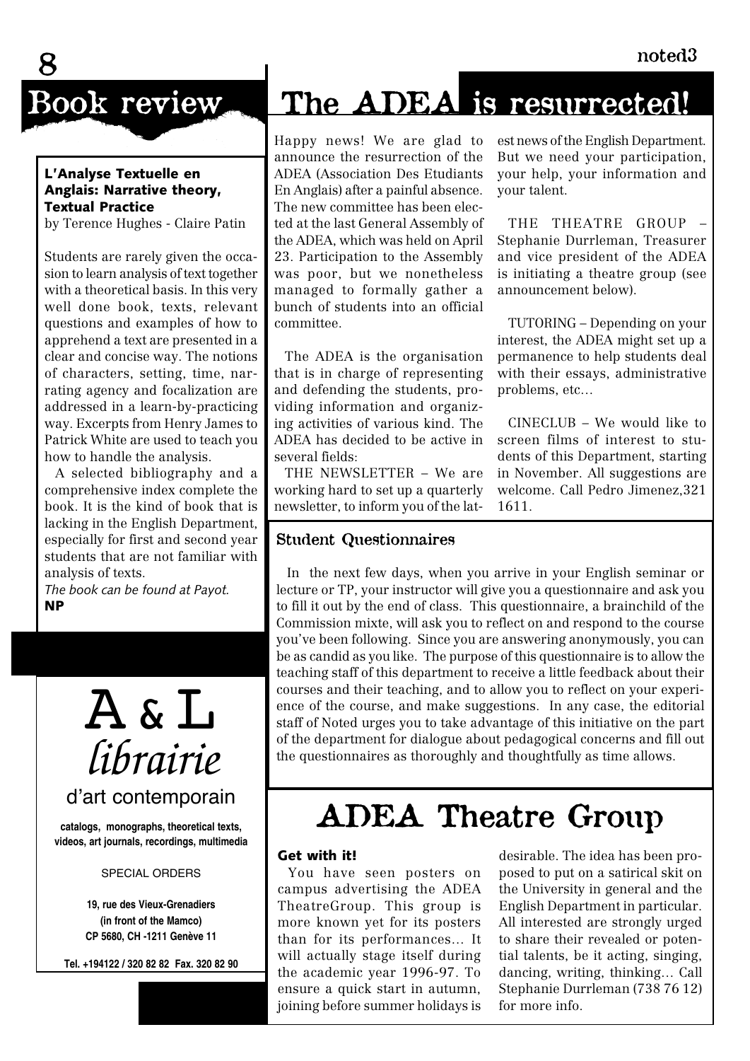## Book review

**L'Analyse Textuelle en Anglais: Narrative theory, Textual Practice**
by Terence Hughes - Claire Patin

Students are rarely given the occasion to learn analysis of text together with a theoretical basis. In this very well done book, texts, relevant questions and examples of how to apprehend a text are presented in a clear and concise way. The notions of characters, setting, time, narrating agency and focalization are addressed in a learn-by-practicing way. Excerpts from Henry James to Patrick White are used to teach you how to handle the analysis.

A selected bibliography and a comprehensive index complete the book. It is the kind of book that is lacking in the English Department, especially for first and second year students that are not familiar with analysis of texts.

*The book can be found at Payot.*
**NP**

A & L
*librairie*
d'art contemporain

**catalogs, monographs, theoretical texts, videos, art journals, recordings, multimedia**

SPECIAL ORDERS

**19, rue des Vieux-Grenadiers**
**(in front of the Mamco)**
**CP 5680, CH -1211 Genève 11**

**Tel. +194122 / 320 82 82 Fax. 320 82 90**

## The ADEA is resurrected!

Happy news! We are glad to announce the resurrection of the ADEA (Association Des Etudiants En Anglais) after a painful absence. The new committee has been elected at the last General Assembly of the ADEA, which was held on April 23. Participation to the Assembly was poor, but we nonetheless managed to formally gather a bunch of students into an official committee.

The ADEA is the organisation that is in charge of representing and defending the students, providing information and organizing activities of various kind. The ADEA has decided to be active in several fields:

THE NEWSLETTER – We are working hard to set up a quarterly newsletter, to inform you of the latest news of the English Department. But we need your participation, your help, your information and your talent.

THE THEATRE GROUP – Stephanie Durrleman, Treasurer and vice president of the ADEA is initiating a theatre group (see announcement below).

TUTORING – Depending on your interest, the ADEA might set up a permanence to help students deal with their essays, administrative problems, etc…

CINECLUB – We would like to screen films of interest to students of this Department, starting in November. All suggestions are welcome. Call Pedro Jimenez,321 1611.

### Student Questionnaires

In the next few days, when you arrive in your English seminar or lecture or TP, your instructor will give you a questionnaire and ask you to fill it out by the end of class. This questionnaire, a brainchild of the Commission mixte, will ask you to reflect on and respond to the course you've been following. Since you are answering anonymously, you can be as candid as you like. The purpose of this questionnaire is to allow the teaching staff of this department to receive a little feedback about their courses and their teaching, and to allow you to reflect on your experience of the course, and make suggestions. In any case, the editorial staff of Noted urges you to take advantage of this initiative on the part of the department for dialogue about pedagogical concerns and fill out the questionnaires as thoroughly and thoughtfully as time allows.

## ADEA Theatre Group

**Get with it!**

You have seen posters on campus advertising the ADEA TheatreGroup. This group is more known yet for its posters than for its performances… It will actually stage itself during the academic year 1996-97. To ensure a quick start in autumn, joining before summer holidays is desirable. The idea has been proposed to put on a satirical skit on the University in general and the English Department in particular. All interested are strongly urged to share their revealed or potential talents, be it acting, singing, dancing, writing, thinking… Call Stephanie Durrleman (738 76 12) for more info.